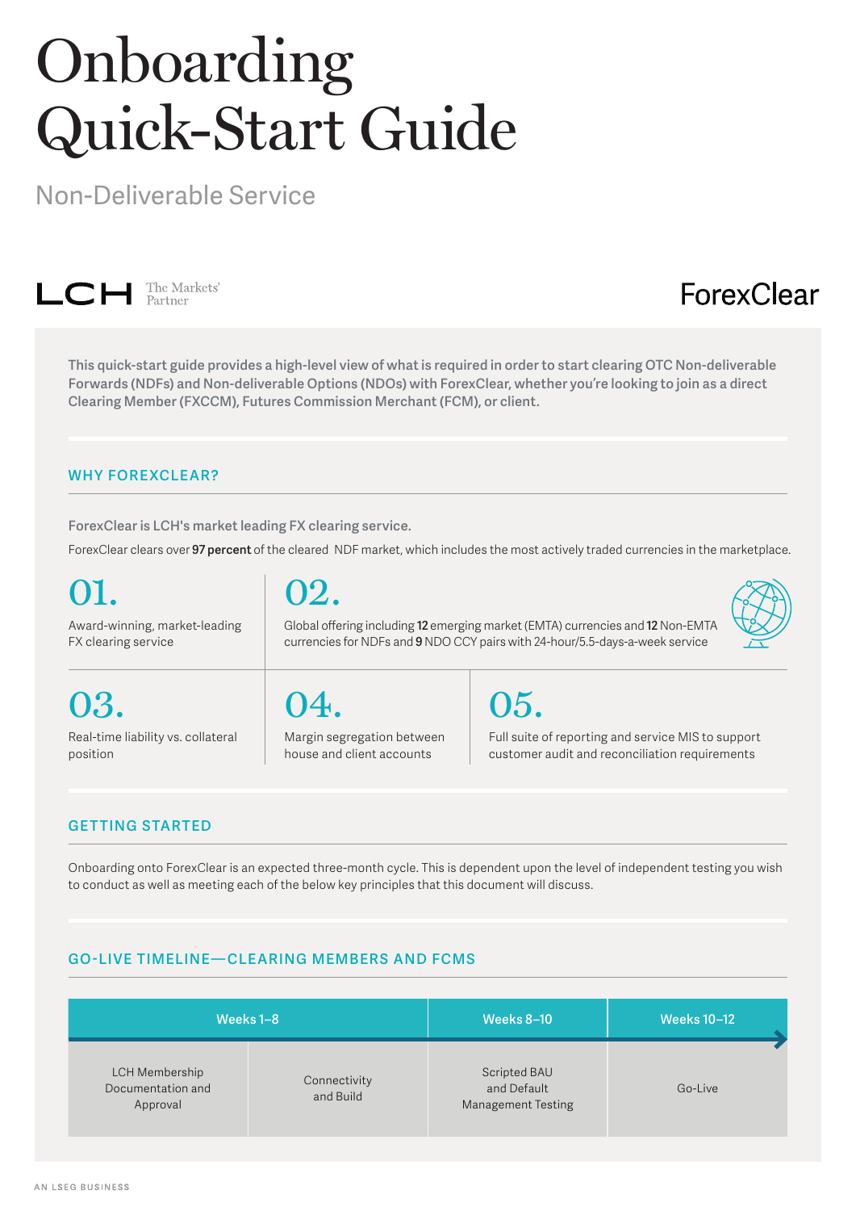# Onboarding Quick-Start Guide

## Non-Deliverable Service

LCH The Markets' Partner

ForexClear

This quick-start guide provides a high-level view of what is required in order to start clearing OTC Non-deliverable Forwards (NDFs) and Non-deliverable Options (NDOs) with ForexClear, whether you're looking to join as a direct Clearing Member (FXCCM), Futures Commission Merchant (FCM), or client.

### WHY FOREXCLEAR?

ForexClear is LCH's market leading FX clearing service.

ForexClear clears over **97 percent** of the cleared NDF market, which includes the most actively traded currencies in the marketplace.

**01.**
Award-winning, market-leading FX clearing service

**02.**
Global offering including **12** emerging market (EMTA) currencies and **12** Non-EMTA currencies for NDFs and **9** NDO CCY pairs with 24-hour/5.5-days-a-week service

**03.**
Real-time liability vs. collateral position

**04.**
Margin segregation between house and client accounts

**05.**
Full suite of reporting and service MIS to support customer audit and reconciliation requirements

### GETTING STARTED

Onboarding onto ForexClear is an expected three-month cycle. This is dependent upon the level of independent testing you wish to conduct as well as meeting each of the below key principles that this document will discuss.

### GO-LIVE TIMELINE—CLEARING MEMBERS AND FCMS

| Weeks 1–8 | | Weeks 8–10 | Weeks 10–12 |
|---|---|---|---|
| LCH Membership Documentation and Approval | Connectivity and Build | Scripted BAU and Default Management Testing | Go-Live |

AN LSEG BUSINESS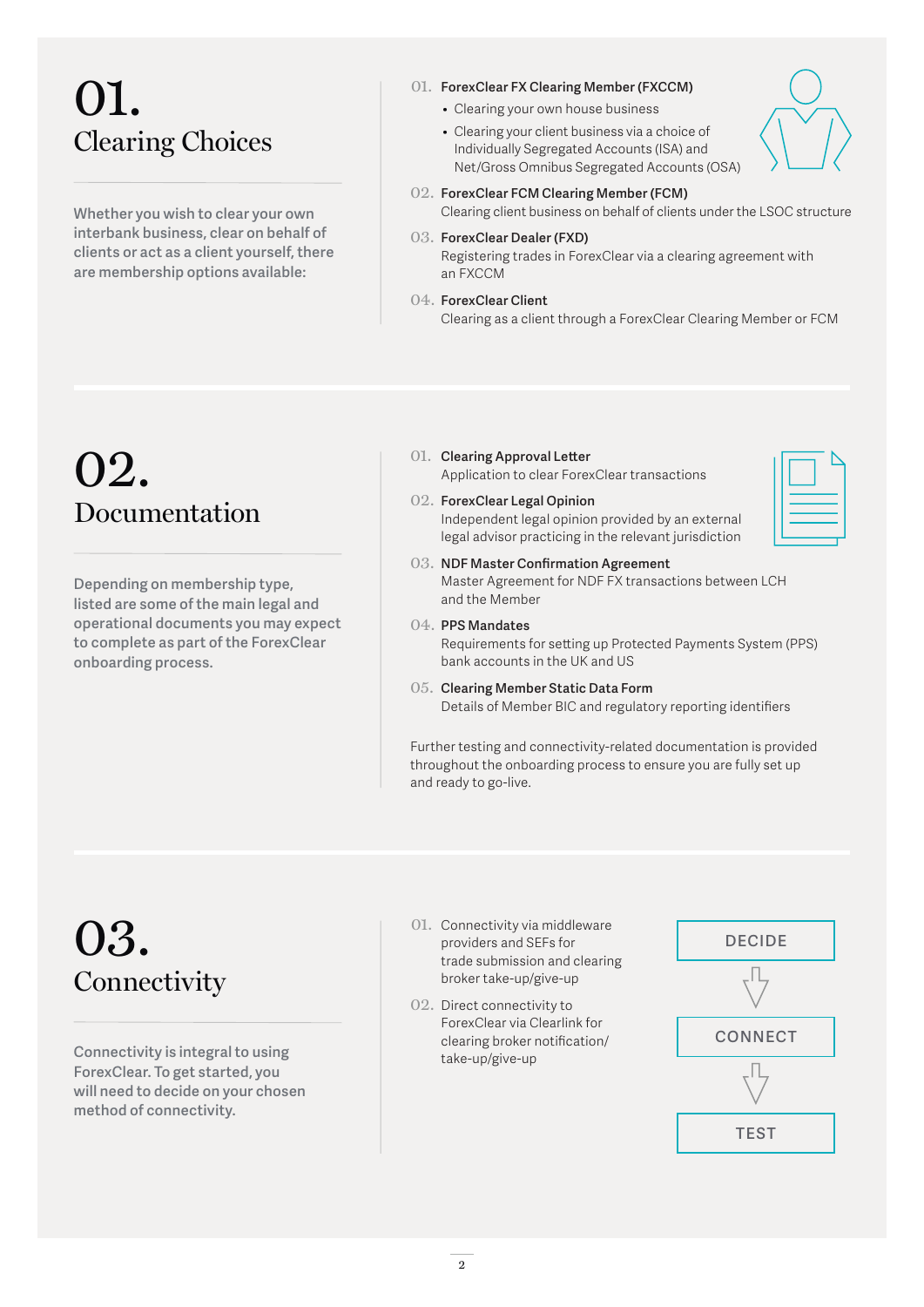# 01. Clearing Choices

Whether you wish to clear your own interbank business, clear on behalf of clients or act as a client yourself, there are membership options available:

01. **ForexClear FX Clearing Member (FXCCM)**
    - Clearing your own house business
    - Clearing your client business via a choice of Individually Segregated Accounts (ISA) and Net/Gross Omnibus Segregated Accounts (OSA)

02. **ForexClear FCM Clearing Member (FCM)**
    Clearing client business on behalf of clients under the LSOC structure

03. **ForexClear Dealer (FXD)**
    Registering trades in ForexClear via a clearing agreement with an FXCCM

04. **ForexClear Client**
    Clearing as a client through a ForexClear Clearing Member or FCM

# 02. Documentation

Depending on membership type, listed are some of the main legal and operational documents you may expect to complete as part of the ForexClear onboarding process.

01. **Clearing Approval Letter**
    Application to clear ForexClear transactions

02. **ForexClear Legal Opinion**
    Independent legal opinion provided by an external legal advisor practicing in the relevant jurisdiction

03. **NDF Master Confirmation Agreement**
    Master Agreement for NDF FX transactions between LCH and the Member

04. **PPS Mandates**
    Requirements for setting up Protected Payments System (PPS) bank accounts in the UK and US

05. **Clearing Member Static Data Form**
    Details of Member BIC and regulatory reporting identifiers

Further testing and connectivity-related documentation is provided throughout the onboarding process to ensure you are fully set up and ready to go-live.

# 03. Connectivity

Connectivity is integral to using ForexClear. To get started, you will need to decide on your chosen method of connectivity.

01. Connectivity via middleware providers and SEFs for trade submission and clearing broker take-up/give-up

02. Direct connectivity to ForexClear via Clearlink for clearing broker notification/ take-up/give-up

DECIDE → CONNECT → TEST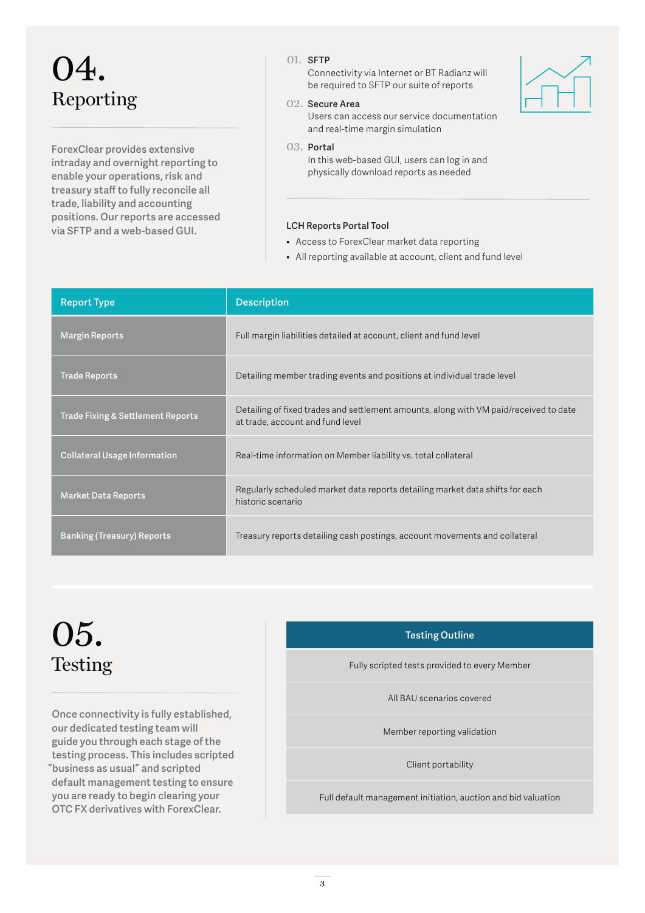# 04. Reporting

ForexClear provides extensive intraday and overnight reporting to enable your operations, risk and treasury staff to fully reconcile all trade, liability and accounting positions. Our reports are accessed via SFTP and a web-based GUI.

01. **SFTP**
Connectivity via Internet or BT Radianz will be required to SFTP our suite of reports

02. **Secure Area**
Users can access our service documentation and real-time margin simulation

03. **Portal**
In this web-based GUI, users can log in and physically download reports as needed

**LCH Reports Portal Tool**

- Access to ForexClear market data reporting
- All reporting available at account, client and fund level

| Report Type | Description |
|---|---|
| Margin Reports | Full margin liabilities detailed at account, client and fund level |
| Trade Reports | Detailing member trading events and positions at individual trade level |
| Trade Fixing & Settlement Reports | Detailing of fixed trades and settlement amounts, along with VM paid/received to date at trade, account and fund level |
| Collateral Usage Information | Real-time information on Member liability vs. total collateral |
| Market Data Reports | Regularly scheduled market data reports detailing market data shifts for each historic scenario |
| Banking (Treasury) Reports | Treasury reports detailing cash postings, account movements and collateral |

# 05. Testing

Once connectivity is fully established, our dedicated testing team will guide you through each stage of the testing process. This includes scripted "business as usual" and scripted default management testing to ensure you are ready to begin clearing your OTC FX derivatives with ForexClear.

| Testing Outline |
|---|
| Fully scripted tests provided to every Member |
| All BAU scenarios covered |
| Member reporting validation |
| Client portability |
| Full default management initiation, auction and bid valuation |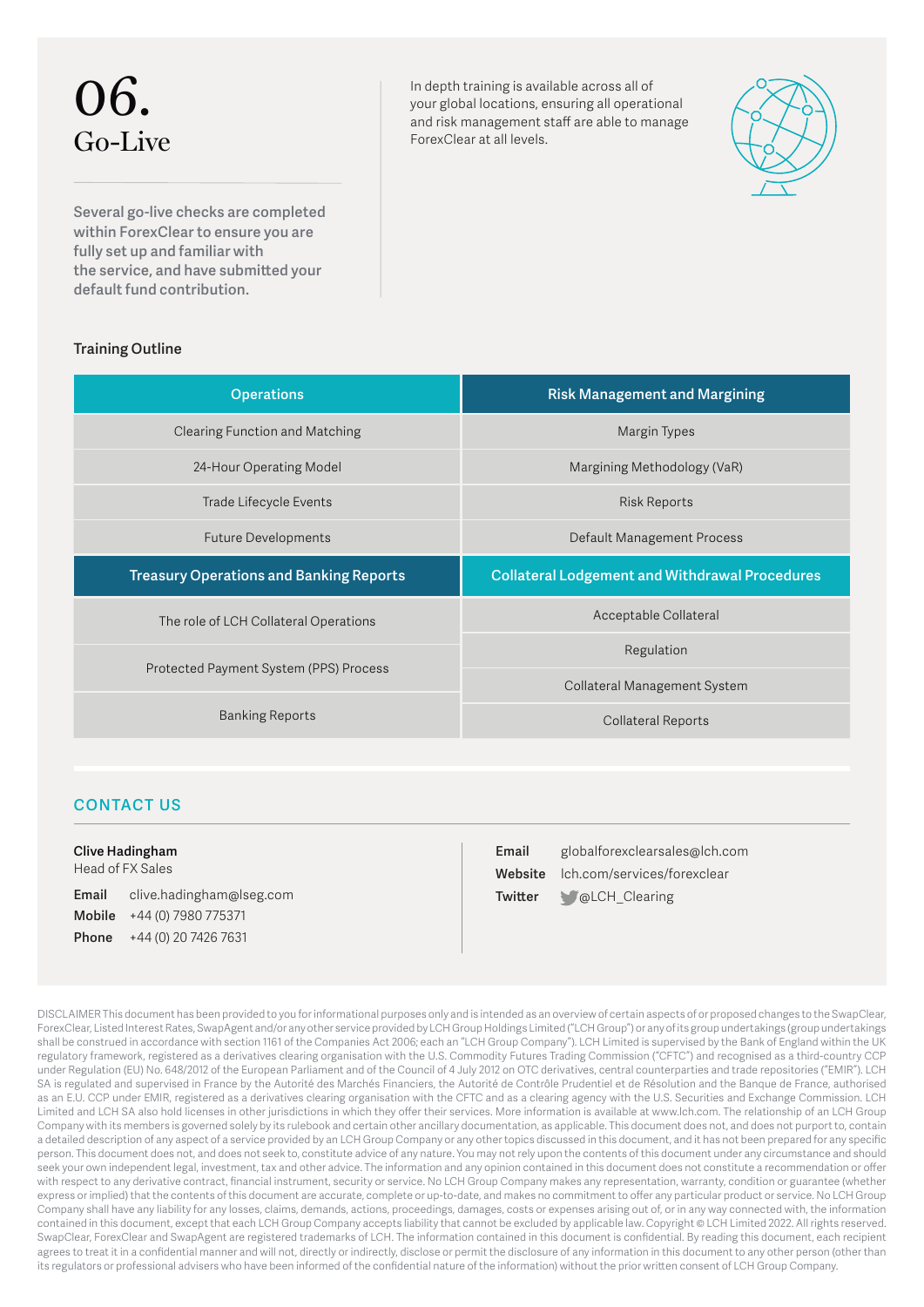# 06. Go-Live

Several go-live checks are completed within ForexClear to ensure you are fully set up and familiar with the service, and have submitted your default fund contribution.

In depth training is available across all of your global locations, ensuring all operational and risk management staff are able to manage ForexClear at all levels.

### Training Outline

| Operations | Risk Management and Margining |
|---|---|
| Clearing Function and Matching | Margin Types |
| 24-Hour Operating Model | Margining Methodology (VaR) |
| Trade Lifecycle Events | Risk Reports |
| Future Developments | Default Management Process |
| **Treasury Operations and Banking Reports** | **Collateral Lodgement and Withdrawal Procedures** |
| The role of LCH Collateral Operations | Acceptable Collateral |
| Protected Payment System (PPS) Process | Regulation |
| | Collateral Management System |
| Banking Reports | Collateral Reports |

## CONTACT US

**Clive Hadingham**
Head of FX Sales

**Email** clive.hadingham@lseg.com
**Mobile** +44 (0) 7980 775371
**Phone** +44 (0) 20 7426 7631

**Email** globalforexclearsales@lch.com
**Website** lch.com/services/forexclear
**Twitter** @LCH_Clearing

DISCLAIMER This document has been provided to you for informational purposes only and is intended as an overview of certain aspects of or proposed changes to the SwapClear, ForexClear, Listed Interest Rates, SwapAgent and/or any other service provided by LCH Group Holdings Limited ("LCH Group") or any of its group undertakings (group undertakings shall be construed in accordance with section 1161 of the Companies Act 2006; each an "LCH Group Company"). LCH Limited is supervised by the Bank of England within the UK regulatory framework, registered as a derivatives clearing organisation with the U.S. Commodity Futures Trading Commission ("CFTC") and recognised as a third-country CCP under Regulation (EU) No. 648/2012 of the European Parliament and of the Council of 4 July 2012 on OTC derivatives, central counterparties and trade repositories ("EMIR"). LCH SA is regulated and supervised in France by the Autorité des Marchés Financiers, the Autorité de Contrôle Prudentiel et de Résolution and the Banque de France, authorised as an E.U. CCP under EMIR, registered as a derivatives clearing organisation with the CFTC and as a clearing agency with the U.S. Securities and Exchange Commission. LCH Limited and LCH SA also hold licenses in other jurisdictions in which they offer their services. More information is available at www.lch.com. The relationship of an LCH Group Company with its members is governed solely by its rulebook and certain other ancillary documentation, as applicable. This document does not, and does not purport to, contain a detailed description of any aspect of a service provided by an LCH Group Company or any other topics discussed in this document, and it has not been prepared for any specific person. This document does not, and does not seek to, constitute advice of any nature. You may not rely upon the contents of this document under any circumstance and should seek your own independent legal, investment, tax and other advice. The information and any opinion contained in this document does not constitute a recommendation or offer with respect to any derivative contract, financial instrument, security or service. No LCH Group Company makes any representation, warranty, condition or guarantee (whether express or implied) that the contents of this document are accurate, complete or up-to-date, and makes no commitment to offer any particular product or service. No LCH Group Company shall have any liability for any losses, claims, demands, actions, proceedings, damages, costs or expenses arising out of, or in any way connected with, the information contained in this document, except that each LCH Group Company accepts liability that cannot be excluded by applicable law. Copyright © LCH Limited 2022. All rights reserved. SwapClear, ForexClear and SwapAgent are registered trademarks of LCH. The information contained in this document is confidential. By reading this document, each recipient agrees to treat it in a confidential manner and will not, directly or indirectly, disclose or permit the disclosure of any information in this document to any other person (other than its regulators or professional advisers who have been informed of the confidential nature of the information) without the prior written consent of LCH Group Company.